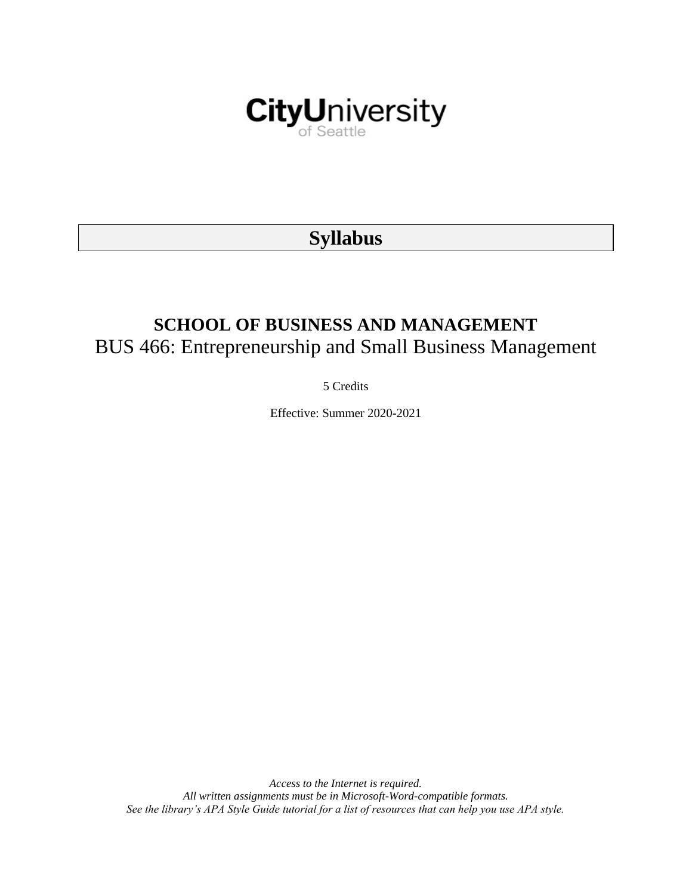CityUniversity of Seattle

# Syllabus

## SCHOOL OF BUSINESS AND MANAGEMENT

BUS 466: Entrepreneurship and Small Business Management

5 Credits

Effective: Summer 2020-2021

*Access to the Internet is required.*
*All written assignments must be in Microsoft-Word-compatible formats.*
*See the library's APA Style Guide tutorial for a list of resources that can help you use APA style.*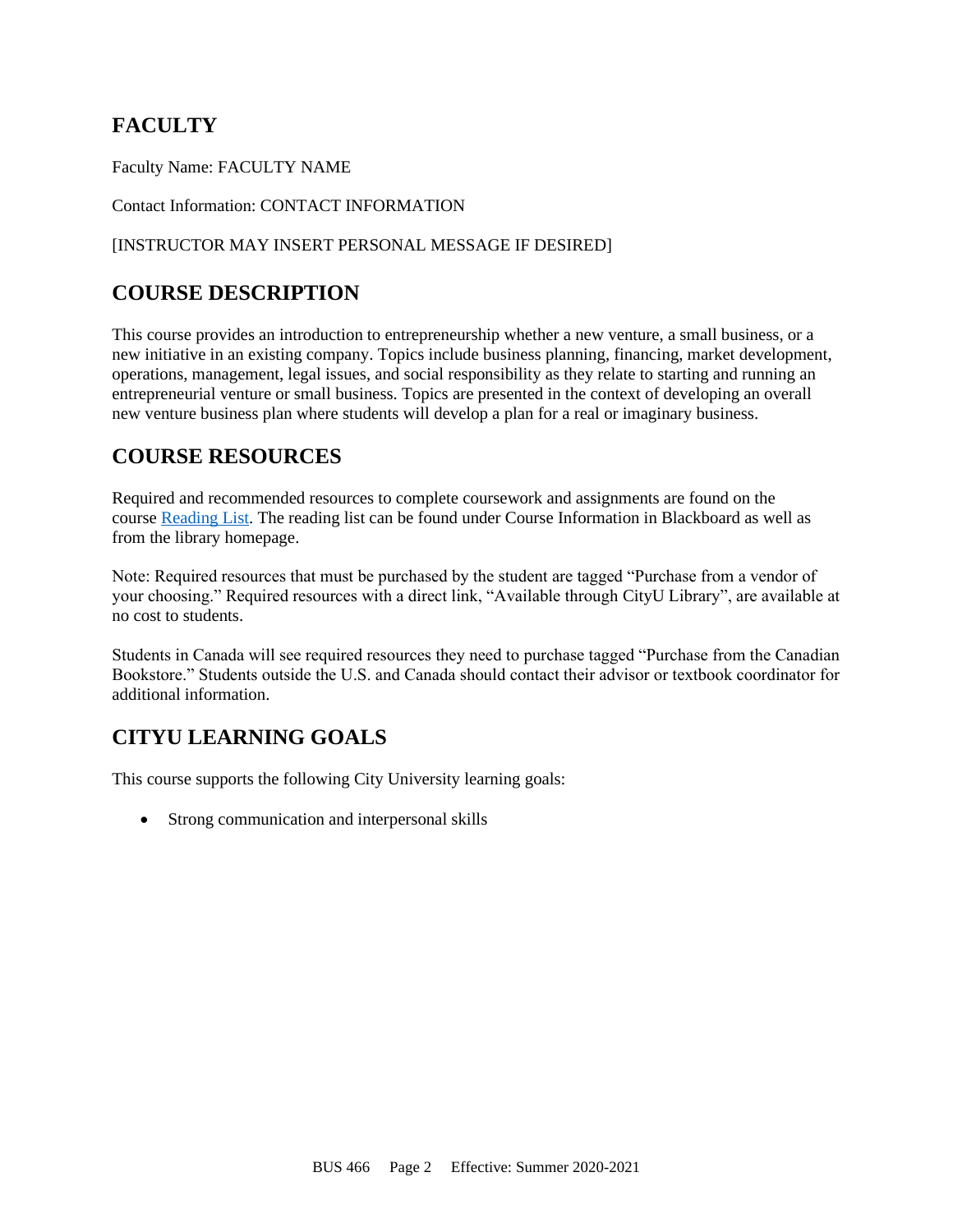## FACULTY

Faculty Name: FACULTY NAME

Contact Information: CONTACT INFORMATION

[INSTRUCTOR MAY INSERT PERSONAL MESSAGE IF DESIRED]

## COURSE DESCRIPTION

This course provides an introduction to entrepreneurship whether a new venture, a small business, or a new initiative in an existing company. Topics include business planning, financing, market development, operations, management, legal issues, and social responsibility as they relate to starting and running an entrepreneurial venture or small business. Topics are presented in the context of developing an overall new venture business plan where students will develop a plan for a real or imaginary business.

## COURSE RESOURCES

Required and recommended resources to complete coursework and assignments are found on the course Reading List. The reading list can be found under Course Information in Blackboard as well as from the library homepage.

Note: Required resources that must be purchased by the student are tagged "Purchase from a vendor of your choosing." Required resources with a direct link, "Available through CityU Library", are available at no cost to students.

Students in Canada will see required resources they need to purchase tagged "Purchase from the Canadian Bookstore." Students outside the U.S. and Canada should contact their advisor or textbook coordinator for additional information.

## CITYU LEARNING GOALS

This course supports the following City University learning goals:

- Strong communication and interpersonal skills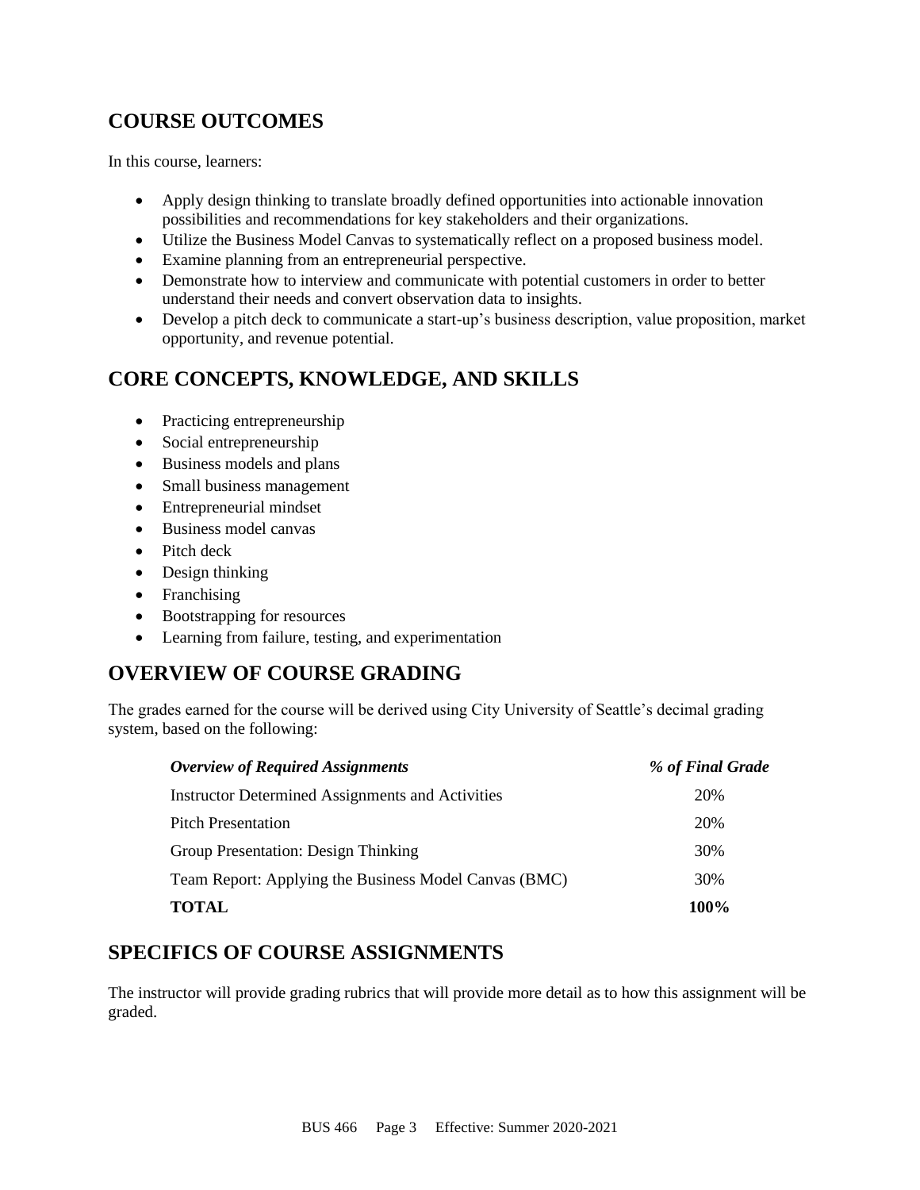## COURSE OUTCOMES

In this course, learners:

- Apply design thinking to translate broadly defined opportunities into actionable innovation possibilities and recommendations for key stakeholders and their organizations.
- Utilize the Business Model Canvas to systematically reflect on a proposed business model.
- Examine planning from an entrepreneurial perspective.
- Demonstrate how to interview and communicate with potential customers in order to better understand their needs and convert observation data to insights.
- Develop a pitch deck to communicate a start-up's business description, value proposition, market opportunity, and revenue potential.

## CORE CONCEPTS, KNOWLEDGE, AND SKILLS

- Practicing entrepreneurship
- Social entrepreneurship
- Business models and plans
- Small business management
- Entrepreneurial mindset
- Business model canvas
- Pitch deck
- Design thinking
- Franchising
- Bootstrapping for resources
- Learning from failure, testing, and experimentation

## OVERVIEW OF COURSE GRADING

The grades earned for the course will be derived using City University of Seattle's decimal grading system, based on the following:

| *Overview of Required Assignments* | *% of Final Grade* |
|---|---|
| Instructor Determined Assignments and Activities | 20% |
| Pitch Presentation | 20% |
| Group Presentation: Design Thinking | 30% |
| Team Report: Applying the Business Model Canvas (BMC) | 30% |
| **TOTAL** | **100%** |

## SPECIFICS OF COURSE ASSIGNMENTS

The instructor will provide grading rubrics that will provide more detail as to how this assignment will be graded.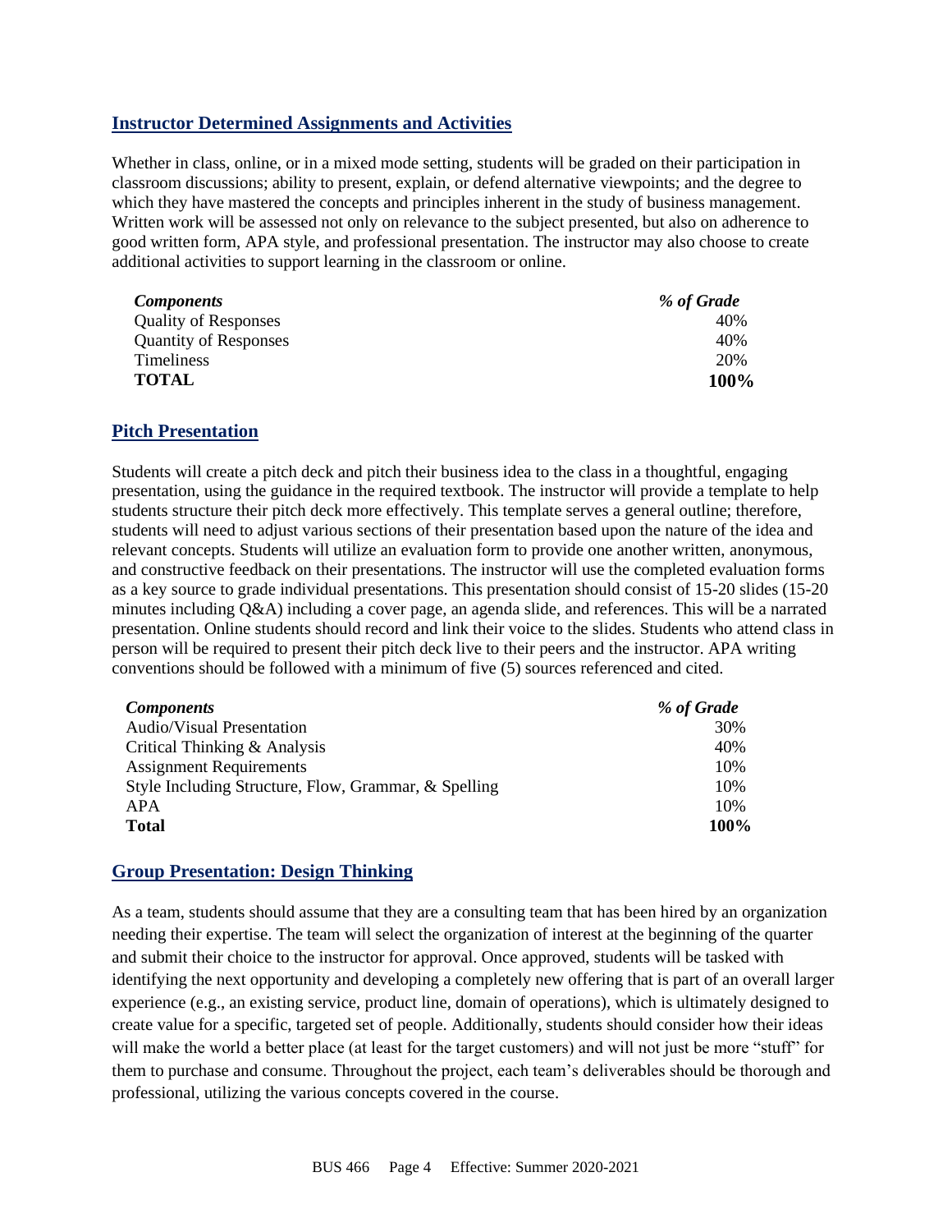## Instructor Determined Assignments and Activities

Whether in class, online, or in a mixed mode setting, students will be graded on their participation in classroom discussions; ability to present, explain, or defend alternative viewpoints; and the degree to which they have mastered the concepts and principles inherent in the study of business management. Written work will be assessed not only on relevance to the subject presented, but also on adherence to good written form, APA style, and professional presentation. The instructor may also choose to create additional activities to support learning in the classroom or online.

| *Components* | *% of Grade* |
|---|---|
| Quality of Responses | 40% |
| Quantity of Responses | 40% |
| Timeliness | 20% |
| **TOTAL** | **100%** |

## Pitch Presentation

Students will create a pitch deck and pitch their business idea to the class in a thoughtful, engaging presentation, using the guidance in the required textbook. The instructor will provide a template to help students structure their pitch deck more effectively. This template serves a general outline; therefore, students will need to adjust various sections of their presentation based upon the nature of the idea and relevant concepts. Students will utilize an evaluation form to provide one another written, anonymous, and constructive feedback on their presentations. The instructor will use the completed evaluation forms as a key source to grade individual presentations. This presentation should consist of 15-20 slides (15-20 minutes including Q&A) including a cover page, an agenda slide, and references. This will be a narrated presentation. Online students should record and link their voice to the slides. Students who attend class in person will be required to present their pitch deck live to their peers and the instructor. APA writing conventions should be followed with a minimum of five (5) sources referenced and cited.

| *Components* | *% of Grade* |
|---|---|
| Audio/Visual Presentation | 30% |
| Critical Thinking & Analysis | 40% |
| Assignment Requirements | 10% |
| Style Including Structure, Flow, Grammar, & Spelling | 10% |
| APA | 10% |
| **Total** | **100%** |

## Group Presentation: Design Thinking

As a team, students should assume that they are a consulting team that has been hired by an organization needing their expertise. The team will select the organization of interest at the beginning of the quarter and submit their choice to the instructor for approval. Once approved, students will be tasked with identifying the next opportunity and developing a completely new offering that is part of an overall larger experience (e.g., an existing service, product line, domain of operations), which is ultimately designed to create value for a specific, targeted set of people. Additionally, students should consider how their ideas will make the world a better place (at least for the target customers) and will not just be more "stuff" for them to purchase and consume. Throughout the project, each team's deliverables should be thorough and professional, utilizing the various concepts covered in the course.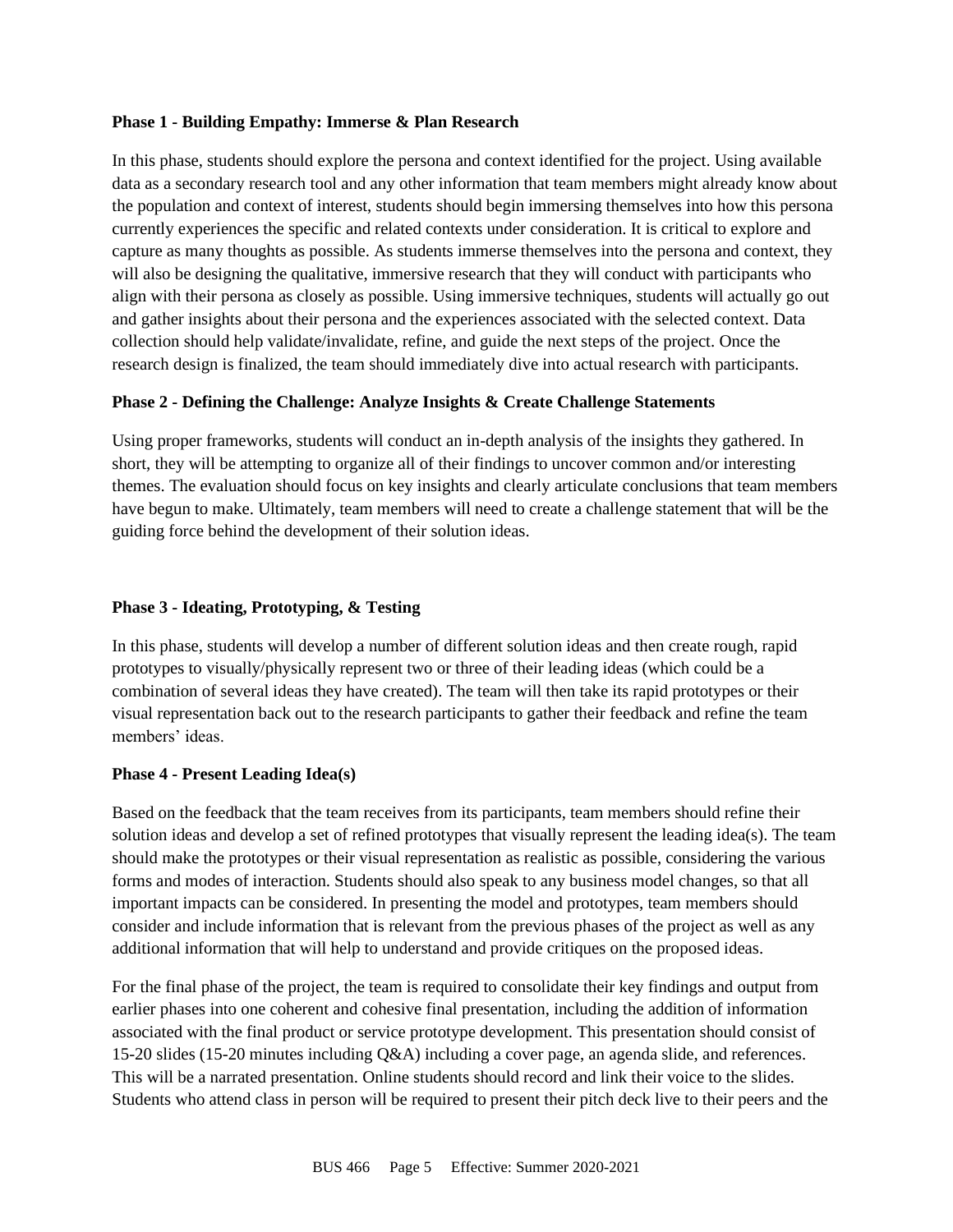**Phase 1 - Building Empathy: Immerse & Plan Research**

In this phase, students should explore the persona and context identified for the project. Using available data as a secondary research tool and any other information that team members might already know about the population and context of interest, students should begin immersing themselves into how this persona currently experiences the specific and related contexts under consideration. It is critical to explore and capture as many thoughts as possible. As students immerse themselves into the persona and context, they will also be designing the qualitative, immersive research that they will conduct with participants who align with their persona as closely as possible. Using immersive techniques, students will actually go out and gather insights about their persona and the experiences associated with the selected context. Data collection should help validate/invalidate, refine, and guide the next steps of the project. Once the research design is finalized, the team should immediately dive into actual research with participants.

**Phase 2 - Defining the Challenge: Analyze Insights & Create Challenge Statements**

Using proper frameworks, students will conduct an in-depth analysis of the insights they gathered. In short, they will be attempting to organize all of their findings to uncover common and/or interesting themes. The evaluation should focus on key insights and clearly articulate conclusions that team members have begun to make. Ultimately, team members will need to create a challenge statement that will be the guiding force behind the development of their solution ideas.

**Phase 3 - Ideating, Prototyping, & Testing**

In this phase, students will develop a number of different solution ideas and then create rough, rapid prototypes to visually/physically represent two or three of their leading ideas (which could be a combination of several ideas they have created). The team will then take its rapid prototypes or their visual representation back out to the research participants to gather their feedback and refine the team members' ideas.

**Phase 4 - Present Leading Idea(s)**

Based on the feedback that the team receives from its participants, team members should refine their solution ideas and develop a set of refined prototypes that visually represent the leading idea(s). The team should make the prototypes or their visual representation as realistic as possible, considering the various forms and modes of interaction. Students should also speak to any business model changes, so that all important impacts can be considered. In presenting the model and prototypes, team members should consider and include information that is relevant from the previous phases of the project as well as any additional information that will help to understand and provide critiques on the proposed ideas.

For the final phase of the project, the team is required to consolidate their key findings and output from earlier phases into one coherent and cohesive final presentation, including the addition of information associated with the final product or service prototype development. This presentation should consist of 15-20 slides (15-20 minutes including Q&A) including a cover page, an agenda slide, and references. This will be a narrated presentation. Online students should record and link their voice to the slides. Students who attend class in person will be required to present their pitch deck live to their peers and the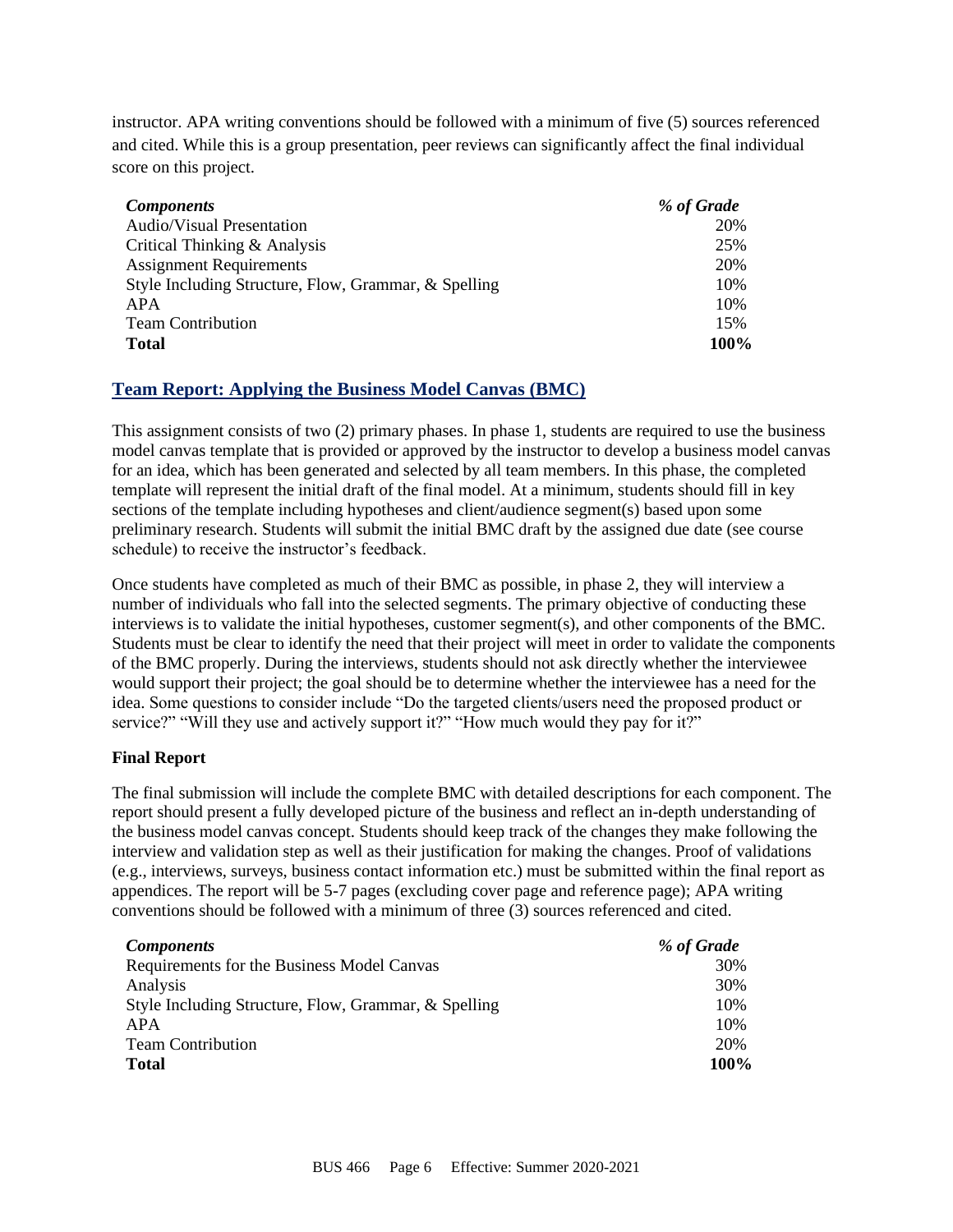instructor. APA writing conventions should be followed with a minimum of five (5) sources referenced and cited. While this is a group presentation, peer reviews can significantly affect the final individual score on this project.

| *Components* | *% of Grade* |
|---|---|
| Audio/Visual Presentation | 20% |
| Critical Thinking & Analysis | 25% |
| Assignment Requirements | 20% |
| Style Including Structure, Flow, Grammar, & Spelling | 10% |
| APA | 10% |
| Team Contribution | 15% |
| **Total** | **100%** |

## Team Report: Applying the Business Model Canvas (BMC)

This assignment consists of two (2) primary phases. In phase 1, students are required to use the business model canvas template that is provided or approved by the instructor to develop a business model canvas for an idea, which has been generated and selected by all team members. In this phase, the completed template will represent the initial draft of the final model. At a minimum, students should fill in key sections of the template including hypotheses and client/audience segment(s) based upon some preliminary research. Students will submit the initial BMC draft by the assigned due date (see course schedule) to receive the instructor's feedback.

Once students have completed as much of their BMC as possible, in phase 2, they will interview a number of individuals who fall into the selected segments. The primary objective of conducting these interviews is to validate the initial hypotheses, customer segment(s), and other components of the BMC. Students must be clear to identify the need that their project will meet in order to validate the components of the BMC properly. During the interviews, students should not ask directly whether the interviewee would support their project; the goal should be to determine whether the interviewee has a need for the idea. Some questions to consider include "Do the targeted clients/users need the proposed product or service?" "Will they use and actively support it?" "How much would they pay for it?"

### Final Report

The final submission will include the complete BMC with detailed descriptions for each component. The report should present a fully developed picture of the business and reflect an in-depth understanding of the business model canvas concept. Students should keep track of the changes they make following the interview and validation step as well as their justification for making the changes. Proof of validations (e.g., interviews, surveys, business contact information etc.) must be submitted within the final report as appendices. The report will be 5-7 pages (excluding cover page and reference page); APA writing conventions should be followed with a minimum of three (3) sources referenced and cited.

| *Components* | *% of Grade* |
|---|---|
| Requirements for the Business Model Canvas | 30% |
| Analysis | 30% |
| Style Including Structure, Flow, Grammar, & Spelling | 10% |
| APA | 10% |
| Team Contribution | 20% |
| **Total** | **100%** |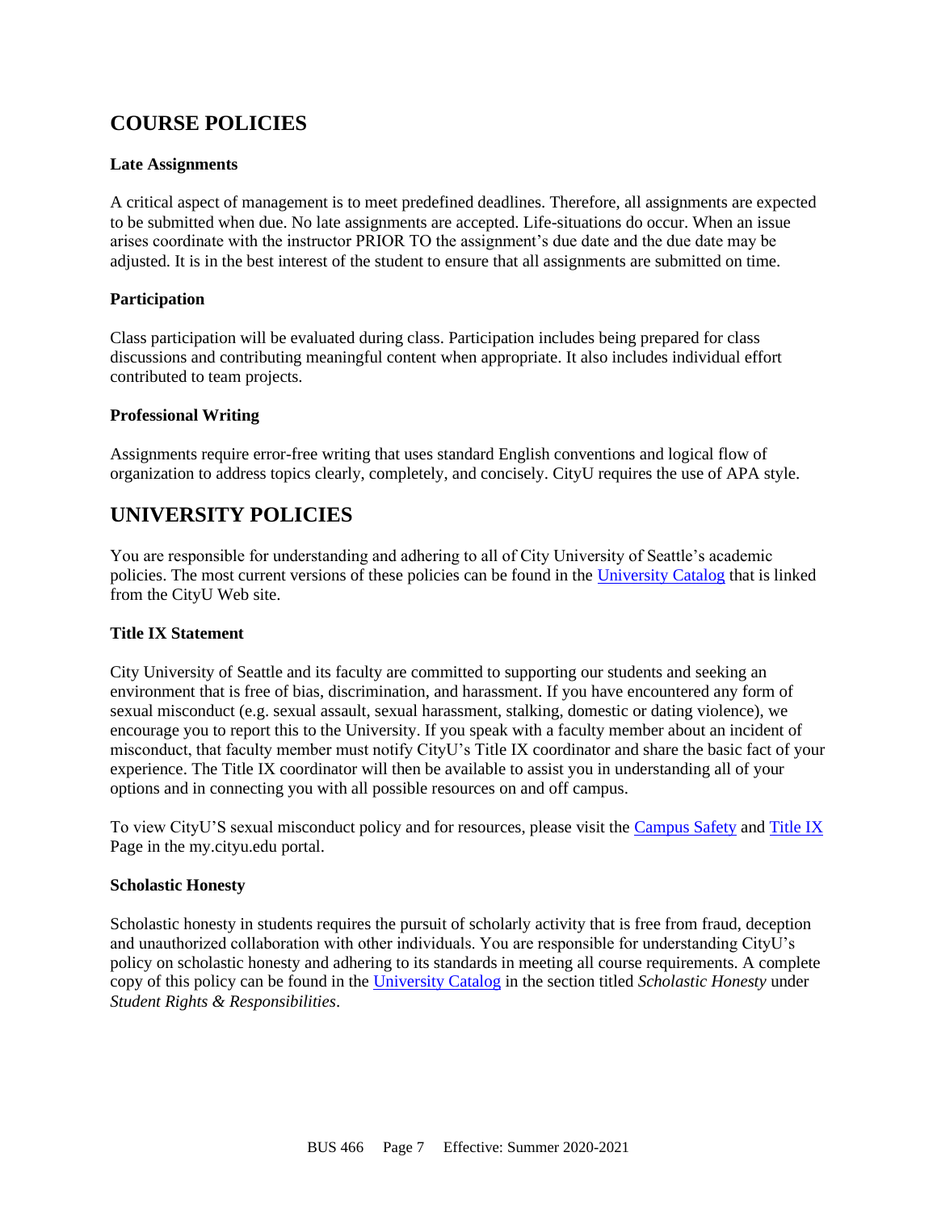## COURSE POLICIES

### Late Assignments

A critical aspect of management is to meet predefined deadlines. Therefore, all assignments are expected to be submitted when due. No late assignments are accepted. Life-situations do occur. When an issue arises coordinate with the instructor PRIOR TO the assignment's due date and the due date may be adjusted. It is in the best interest of the student to ensure that all assignments are submitted on time.

### Participation

Class participation will be evaluated during class. Participation includes being prepared for class discussions and contributing meaningful content when appropriate. It also includes individual effort contributed to team projects.

### Professional Writing

Assignments require error-free writing that uses standard English conventions and logical flow of organization to address topics clearly, completely, and concisely. CityU requires the use of APA style.

## UNIVERSITY POLICIES

You are responsible for understanding and adhering to all of City University of Seattle's academic policies. The most current versions of these policies can be found in the University Catalog that is linked from the CityU Web site.

### Title IX Statement

City University of Seattle and its faculty are committed to supporting our students and seeking an environment that is free of bias, discrimination, and harassment. If you have encountered any form of sexual misconduct (e.g. sexual assault, sexual harassment, stalking, domestic or dating violence), we encourage you to report this to the University. If you speak with a faculty member about an incident of misconduct, that faculty member must notify CityU's Title IX coordinator and share the basic fact of your experience. The Title IX coordinator will then be available to assist you in understanding all of your options and in connecting you with all possible resources on and off campus.

To view CityU'S sexual misconduct policy and for resources, please visit the Campus Safety and Title IX Page in the my.cityu.edu portal.

### Scholastic Honesty

Scholastic honesty in students requires the pursuit of scholarly activity that is free from fraud, deception and unauthorized collaboration with other individuals. You are responsible for understanding CityU's policy on scholastic honesty and adhering to its standards in meeting all course requirements. A complete copy of this policy can be found in the University Catalog in the section titled *Scholastic Honesty* under *Student Rights & Responsibilities*.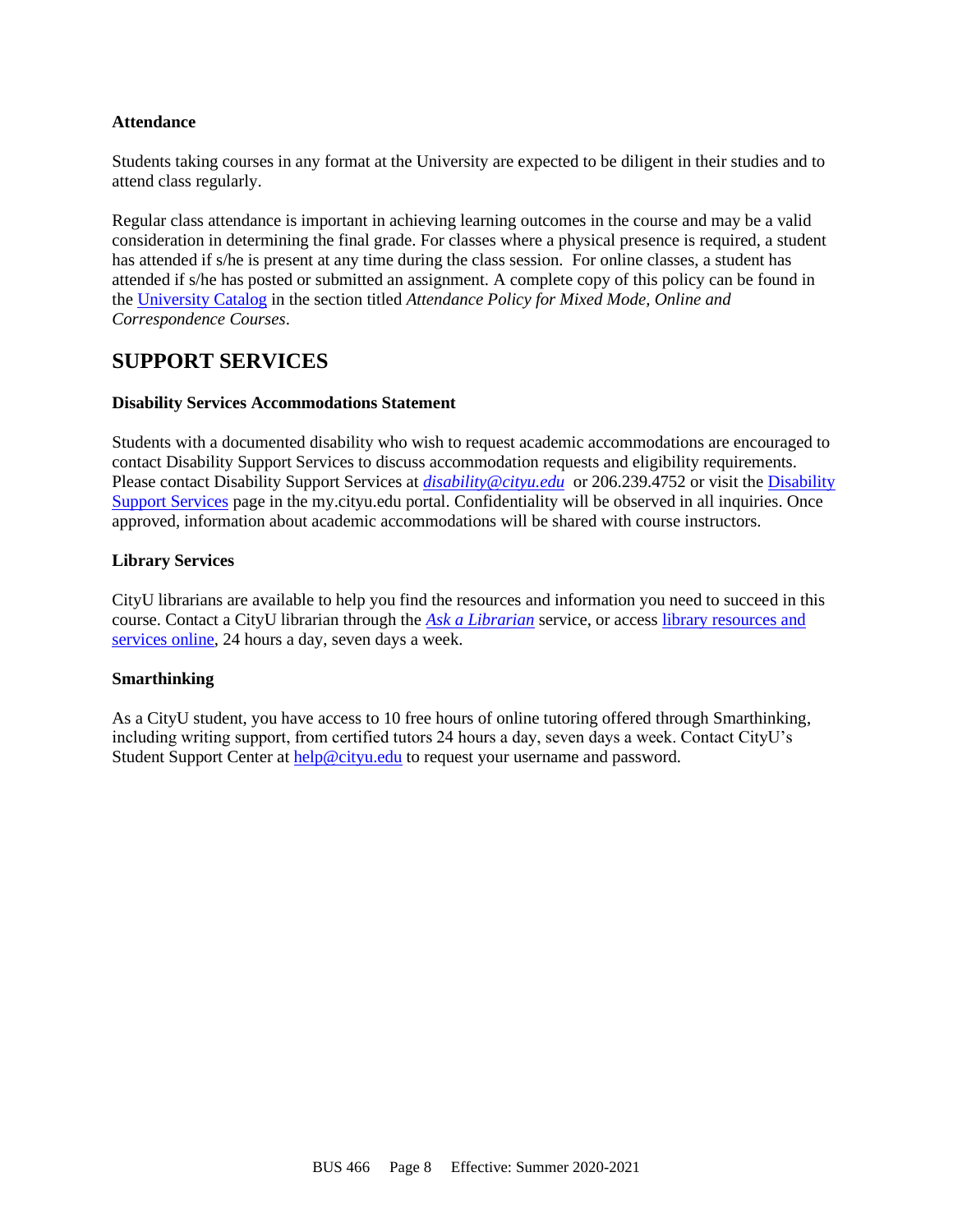**Attendance**

Students taking courses in any format at the University are expected to be diligent in their studies and to attend class regularly.

Regular class attendance is important in achieving learning outcomes in the course and may be a valid consideration in determining the final grade. For classes where a physical presence is required, a student has attended if s/he is present at any time during the class session. For online classes, a student has attended if s/he has posted or submitted an assignment. A complete copy of this policy can be found in the University Catalog in the section titled *Attendance Policy for Mixed Mode, Online and Correspondence Courses*.

## SUPPORT SERVICES

**Disability Services Accommodations Statement**

Students with a documented disability who wish to request academic accommodations are encouraged to contact Disability Support Services to discuss accommodation requests and eligibility requirements. Please contact Disability Support Services at ***disability@cityu.edu*** or 206.239.4752 or visit the Disability Support Services page in the my.cityu.edu portal. Confidentiality will be observed in all inquiries. Once approved, information about academic accommodations will be shared with course instructors.

**Library Services**

CityU librarians are available to help you find the resources and information you need to succeed in this course. Contact a CityU librarian through the *Ask a Librarian* service, or access library resources and services online, 24 hours a day, seven days a week.

**Smarthinking**

As a CityU student, you have access to 10 free hours of online tutoring offered through Smarthinking, including writing support, from certified tutors 24 hours a day, seven days a week. Contact CityU's Student Support Center at help@cityu.edu to request your username and password.